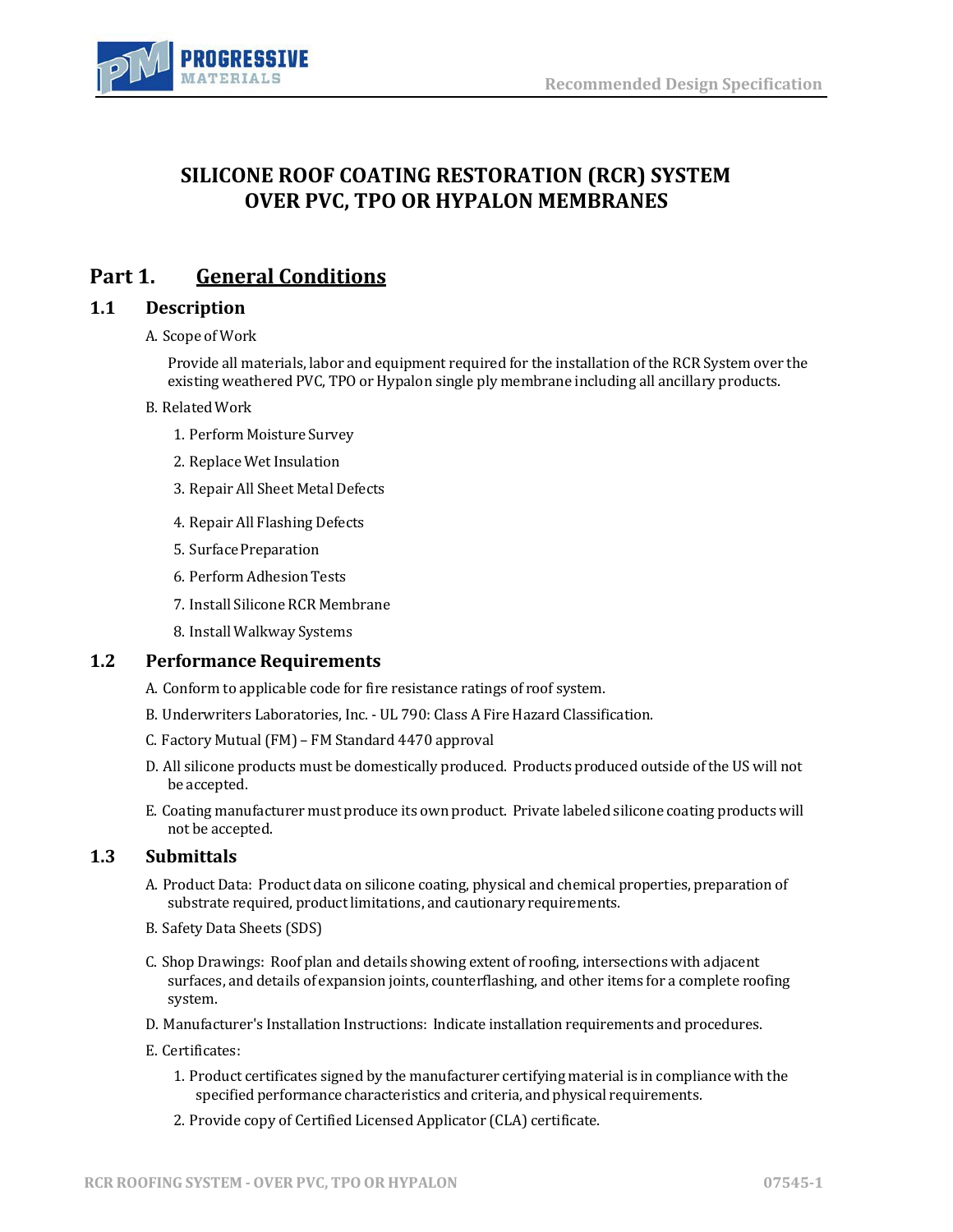# SILICONE ROOF COATING RESTORATION (RCR) SYSTEM OVER PVC, TPO OR HYPALON MEMBRANES

## Part 1. General Conditions

### 1.1 Description

A. Scope of Work

Provide all materials, labor and equipment required for the installation of the RCR System over the existing weathered PVC, TPO or Hypalon single ply membrane including all ancillary products.

B. Related Work

1. Perform Moisture Survey
2. Replace Wet Insulation
3. Repair All Sheet Metal Defects
4. Repair All Flashing Defects
5. Surface Preparation
6. Perform Adhesion Tests
7. Install Silicone RCR Membrane
8. Install Walkway Systems

### 1.2 Performance Requirements

A. Conform to applicable code for fire resistance ratings of roof system.

B. Underwriters Laboratories, Inc. - UL 790: Class A Fire Hazard Classification.

C. Factory Mutual (FM) – FM Standard 4470 approval

D. All silicone products must be domestically produced. Products produced outside of the US will not be accepted.

E. Coating manufacturer must produce its own product. Private labeled silicone coating products will not be accepted.

### 1.3 Submittals

A. Product Data: Product data on silicone coating, physical and chemical properties, preparation of substrate required, product limitations, and cautionary requirements.

B. Safety Data Sheets (SDS)

C. Shop Drawings: Roof plan and details showing extent of roofing, intersections with adjacent surfaces, and details of expansion joints, counterflashing, and other items for a complete roofing system.

D. Manufacturer's Installation Instructions: Indicate installation requirements and procedures.

E. Certificates:

1. Product certificates signed by the manufacturer certifying material is in compliance with the specified performance characteristics and criteria, and physical requirements.
2. Provide copy of Certified Licensed Applicator (CLA) certificate.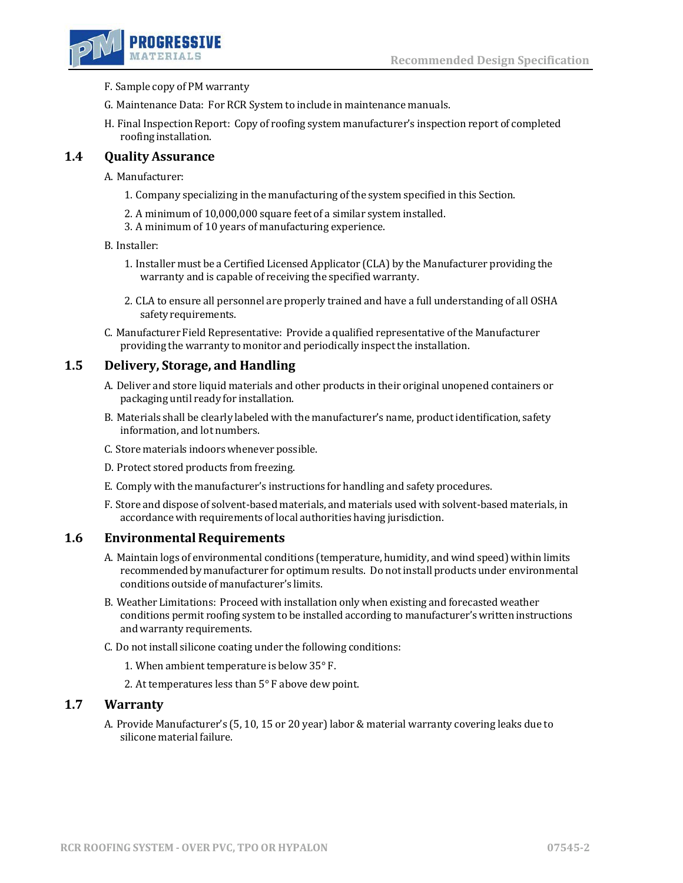F. Sample copy of PM warranty

G. Maintenance Data: For RCR System to include in maintenance manuals.

H. Final Inspection Report: Copy of roofing system manufacturer's inspection report of completed roofing installation.

## 1.4 Quality Assurance

A. Manufacturer:

1. Company specializing in the manufacturing of the system specified in this Section.
2. A minimum of 10,000,000 square feet of a similar system installed.
3. A minimum of 10 years of manufacturing experience.

B. Installer:

1. Installer must be a Certified Licensed Applicator (CLA) by the Manufacturer providing the warranty and is capable of receiving the specified warranty.
2. CLA to ensure all personnel are properly trained and have a full understanding of all OSHA safety requirements.

C. Manufacturer Field Representative: Provide a qualified representative of the Manufacturer providing the warranty to monitor and periodically inspect the installation.

## 1.5 Delivery, Storage, and Handling

A. Deliver and store liquid materials and other products in their original unopened containers or packaging until ready for installation.

B. Materials shall be clearly labeled with the manufacturer's name, product identification, safety information, and lot numbers.

C. Store materials indoors whenever possible.

D. Protect stored products from freezing.

E. Comply with the manufacturer's instructions for handling and safety procedures.

F. Store and dispose of solvent-based materials, and materials used with solvent-based materials, in accordance with requirements of local authorities having jurisdiction.

## 1.6 Environmental Requirements

A. Maintain logs of environmental conditions (temperature, humidity, and wind speed) within limits recommended by manufacturer for optimum results. Do not install products under environmental conditions outside of manufacturer's limits.

B. Weather Limitations: Proceed with installation only when existing and forecasted weather conditions permit roofing system to be installed according to manufacturer's written instructions and warranty requirements.

C. Do not install silicone coating under the following conditions:

1. When ambient temperature is below 35° F.
2. At temperatures less than 5° F above dew point.

## 1.7 Warranty

A. Provide Manufacturer's (5, 10, 15 or 20 year) labor & material warranty covering leaks due to silicone material failure.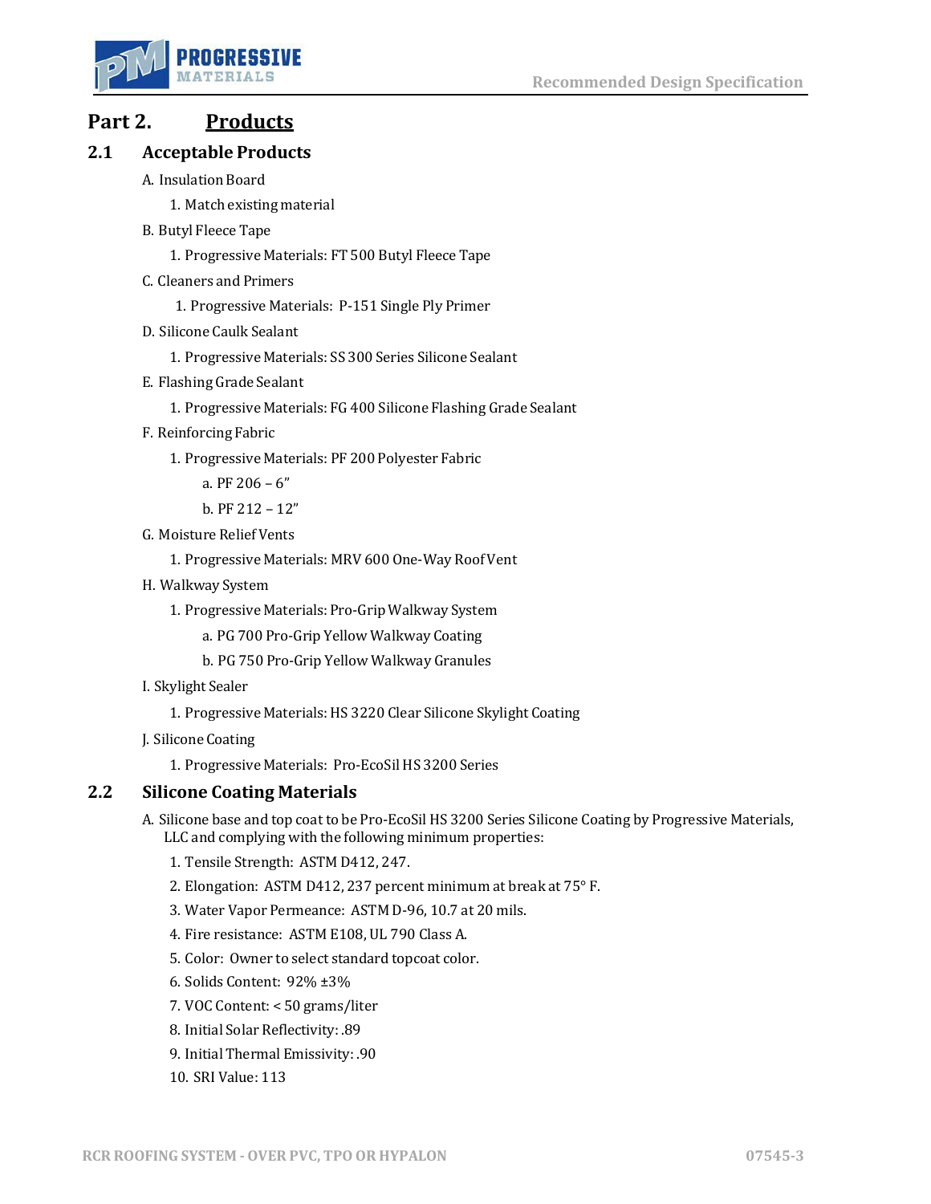# Part 2. Products

## 2.1 Acceptable Products

A. Insulation Board

1. Match existing material

B. Butyl Fleece Tape

1. Progressive Materials: FT 500 Butyl Fleece Tape

C. Cleaners and Primers

1. Progressive Materials: P-151 Single Ply Primer

D. Silicone Caulk Sealant

1. Progressive Materials: SS 300 Series Silicone Sealant

E. Flashing Grade Sealant

1. Progressive Materials: FG 400 Silicone Flashing Grade Sealant

F. Reinforcing Fabric

1. Progressive Materials: PF 200 Polyester Fabric
   a. PF 206 – 6"
   b. PF 212 – 12"

G. Moisture Relief Vents

1. Progressive Materials: MRV 600 One-Way Roof Vent

H. Walkway System

1. Progressive Materials: Pro-Grip Walkway System
   a. PG 700 Pro-Grip Yellow Walkway Coating
   b. PG 750 Pro-Grip Yellow Walkway Granules

I. Skylight Sealer

1. Progressive Materials: HS 3220 Clear Silicone Skylight Coating

J. Silicone Coating

1. Progressive Materials: Pro-EcoSil HS 3200 Series

## 2.2 Silicone Coating Materials

A. Silicone base and top coat to be Pro-EcoSil HS 3200 Series Silicone Coating by Progressive Materials, LLC and complying with the following minimum properties:

1. Tensile Strength: ASTM D412, 247.
2. Elongation: ASTM D412, 237 percent minimum at break at 75° F.
3. Water Vapor Permeance: ASTM D-96, 10.7 at 20 mils.
4. Fire resistance: ASTM E108, UL 790 Class A.
5. Color: Owner to select standard topcoat color.
6. Solids Content: 92% ±3%
7. VOC Content: < 50 grams/liter
8. Initial Solar Reflectivity: .89
9. Initial Thermal Emissivity: .90
10. SRI Value: 113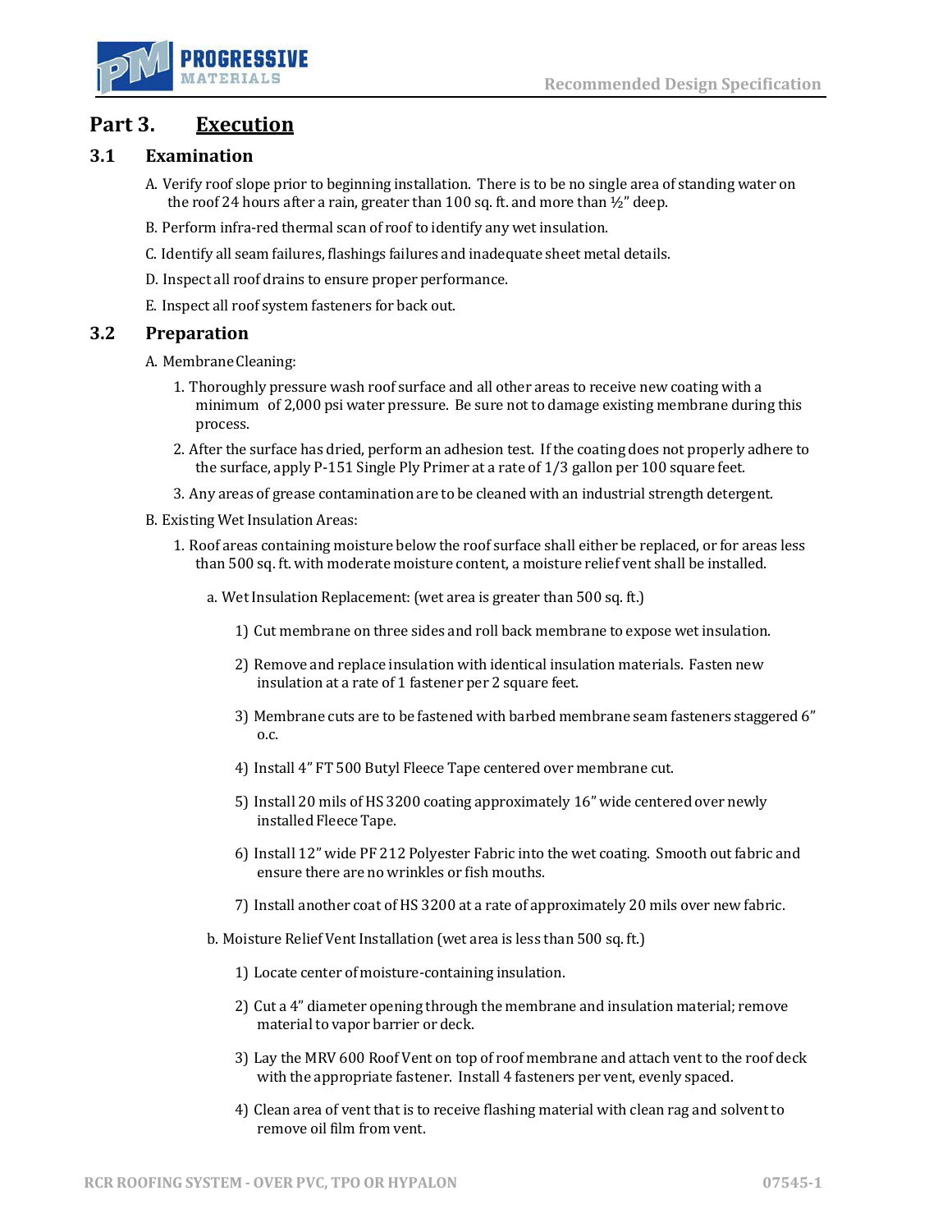# Part 3. Execution

## 3.1 Examination

A. Verify roof slope prior to beginning installation. There is to be no single area of standing water on the roof 24 hours after a rain, greater than 100 sq. ft. and more than ½" deep.

B. Perform infra-red thermal scan of roof to identify any wet insulation.

C. Identify all seam failures, flashings failures and inadequate sheet metal details.

D. Inspect all roof drains to ensure proper performance.

E. Inspect all roof system fasteners for back out.

## 3.2 Preparation

A. Membrane Cleaning:

1. Thoroughly pressure wash roof surface and all other areas to receive new coating with a minimum of 2,000 psi water pressure. Be sure not to damage existing membrane during this process.
2. After the surface has dried, perform an adhesion test. If the coating does not properly adhere to the surface, apply P-151 Single Ply Primer at a rate of 1/3 gallon per 100 square feet.
3. Any areas of grease contamination are to be cleaned with an industrial strength detergent.

B. Existing Wet Insulation Areas:

1. Roof areas containing moisture below the roof surface shall either be replaced, or for areas less than 500 sq. ft. with moderate moisture content, a moisture relief vent shall be installed.

   a. Wet Insulation Replacement: (wet area is greater than 500 sq. ft.)

   1) Cut membrane on three sides and roll back membrane to expose wet insulation.

   2) Remove and replace insulation with identical insulation materials. Fasten new insulation at a rate of 1 fastener per 2 square feet.

   3) Membrane cuts are to be fastened with barbed membrane seam fasteners staggered 6" o.c.

   4) Install 4" FT 500 Butyl Fleece Tape centered over membrane cut.

   5) Install 20 mils of HS 3200 coating approximately 16" wide centered over newly installed Fleece Tape.

   6) Install 12" wide PF 212 Polyester Fabric into the wet coating. Smooth out fabric and ensure there are no wrinkles or fish mouths.

   7) Install another coat of HS 3200 at a rate of approximately 20 mils over new fabric.

   b. Moisture Relief Vent Installation (wet area is less than 500 sq. ft.)

   1) Locate center of moisture-containing insulation.

   2) Cut a 4" diameter opening through the membrane and insulation material; remove material to vapor barrier or deck.

   3) Lay the MRV 600 Roof Vent on top of roof membrane and attach vent to the roof deck with the appropriate fastener. Install 4 fasteners per vent, evenly spaced.

   4) Clean area of vent that is to receive flashing material with clean rag and solvent to remove oil film from vent.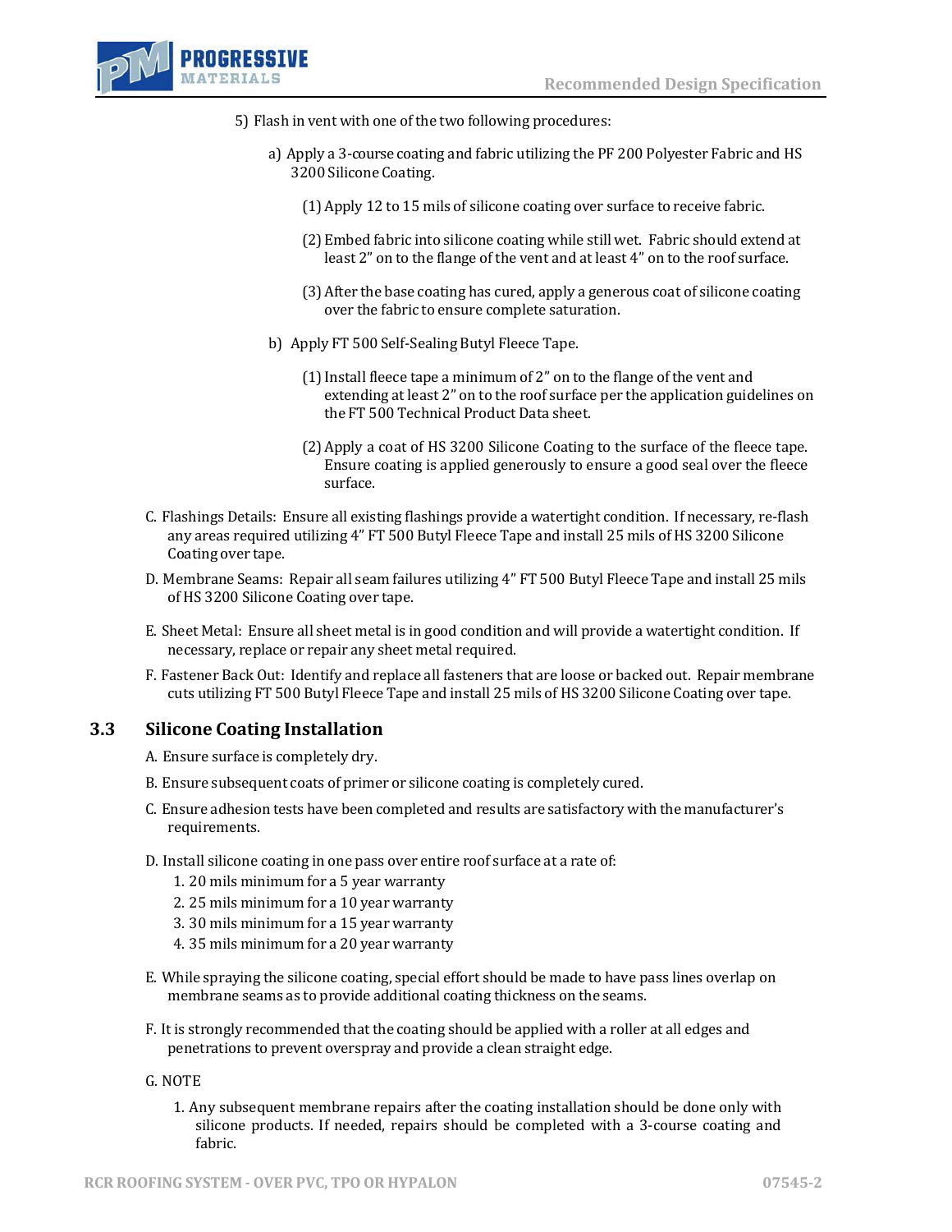5) Flash in vent with one of the two following procedures:

   a) Apply a 3-course coating and fabric utilizing the PF 200 Polyester Fabric and HS 3200 Silicone Coating.

      (1) Apply 12 to 15 mils of silicone coating over surface to receive fabric.

      (2) Embed fabric into silicone coating while still wet. Fabric should extend at least 2" on to the flange of the vent and at least 4" on to the roof surface.

      (3) After the base coating has cured, apply a generous coat of silicone coating over the fabric to ensure complete saturation.

   b) Apply FT 500 Self-Sealing Butyl Fleece Tape.

      (1) Install fleece tape a minimum of 2" on to the flange of the vent and extending at least 2" on to the roof surface per the application guidelines on the FT 500 Technical Product Data sheet.

      (2) Apply a coat of HS 3200 Silicone Coating to the surface of the fleece tape. Ensure coating is applied generously to ensure a good seal over the fleece surface.

C. Flashings Details: Ensure all existing flashings provide a watertight condition. If necessary, re-flash any areas required utilizing 4" FT 500 Butyl Fleece Tape and install 25 mils of HS 3200 Silicone Coating over tape.

D. Membrane Seams: Repair all seam failures utilizing 4" FT 500 Butyl Fleece Tape and install 25 mils of HS 3200 Silicone Coating over tape.

E. Sheet Metal: Ensure all sheet metal is in good condition and will provide a watertight condition. If necessary, replace or repair any sheet metal required.

F. Fastener Back Out: Identify and replace all fasteners that are loose or backed out. Repair membrane cuts utilizing FT 500 Butyl Fleece Tape and install 25 mils of HS 3200 Silicone Coating over tape.

## 3.3 Silicone Coating Installation

A. Ensure surface is completely dry.

B. Ensure subsequent coats of primer or silicone coating is completely cured.

C. Ensure adhesion tests have been completed and results are satisfactory with the manufacturer's requirements.

D. Install silicone coating in one pass over entire roof surface at a rate of:
   1. 20 mils minimum for a 5 year warranty
   2. 25 mils minimum for a 10 year warranty
   3. 30 mils minimum for a 15 year warranty
   4. 35 mils minimum for a 20 year warranty

E. While spraying the silicone coating, special effort should be made to have pass lines overlap on membrane seams as to provide additional coating thickness on the seams.

F. It is strongly recommended that the coating should be applied with a roller at all edges and penetrations to prevent overspray and provide a clean straight edge.

G. NOTE

   1. Any subsequent membrane repairs after the coating installation should be done only with silicone products. If needed, repairs should be completed with a 3-course coating and fabric.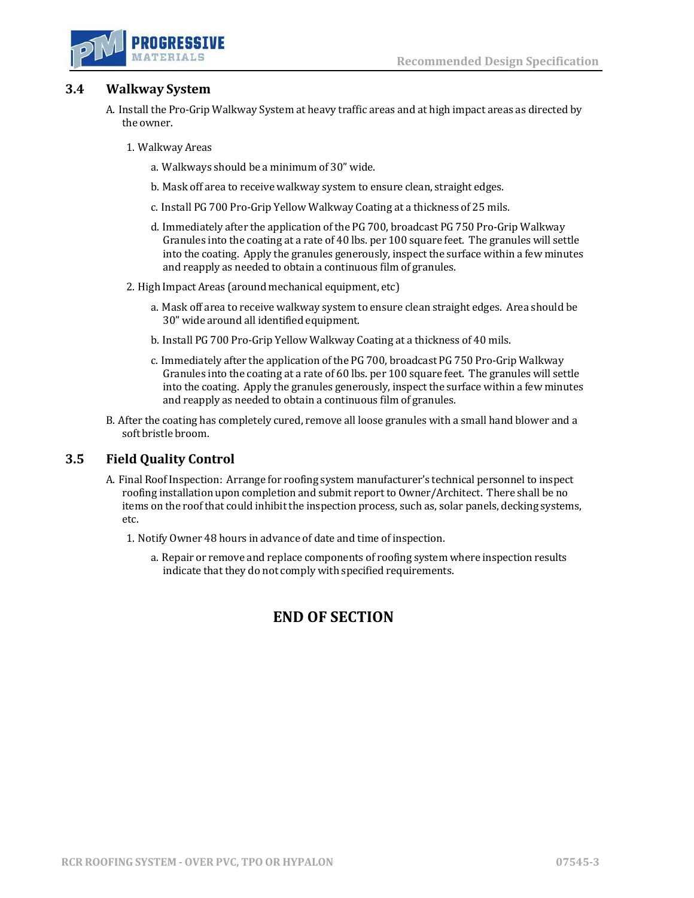### 3.4 Walkway System

A. Install the Pro-Grip Walkway System at heavy traffic areas and at high impact areas as directed by the owner.

1. Walkway Areas

   a. Walkways should be a minimum of 30" wide.

   b. Mask off area to receive walkway system to ensure clean, straight edges.

   c. Install PG 700 Pro-Grip Yellow Walkway Coating at a thickness of 25 mils.

   d. Immediately after the application of the PG 700, broadcast PG 750 Pro-Grip Walkway Granules into the coating at a rate of 40 lbs. per 100 square feet. The granules will settle into the coating. Apply the granules generously, inspect the surface within a few minutes and reapply as needed to obtain a continuous film of granules.

2. High Impact Areas (around mechanical equipment, etc)

   a. Mask off area to receive walkway system to ensure clean straight edges. Area should be 30" wide around all identified equipment.

   b. Install PG 700 Pro-Grip Yellow Walkway Coating at a thickness of 40 mils.

   c. Immediately after the application of the PG 700, broadcast PG 750 Pro-Grip Walkway Granules into the coating at a rate of 60 lbs. per 100 square feet. The granules will settle into the coating. Apply the granules generously, inspect the surface within a few minutes and reapply as needed to obtain a continuous film of granules.

B. After the coating has completely cured, remove all loose granules with a small hand blower and a soft bristle broom.

### 3.5 Field Quality Control

A. Final Roof Inspection: Arrange for roofing system manufacturer's technical personnel to inspect roofing installation upon completion and submit report to Owner/Architect. There shall be no items on the roof that could inhibit the inspection process, such as, solar panels, decking systems, etc.

1. Notify Owner 48 hours in advance of date and time of inspection.

   a. Repair or remove and replace components of roofing system where inspection results indicate that they do not comply with specified requirements.

## END OF SECTION